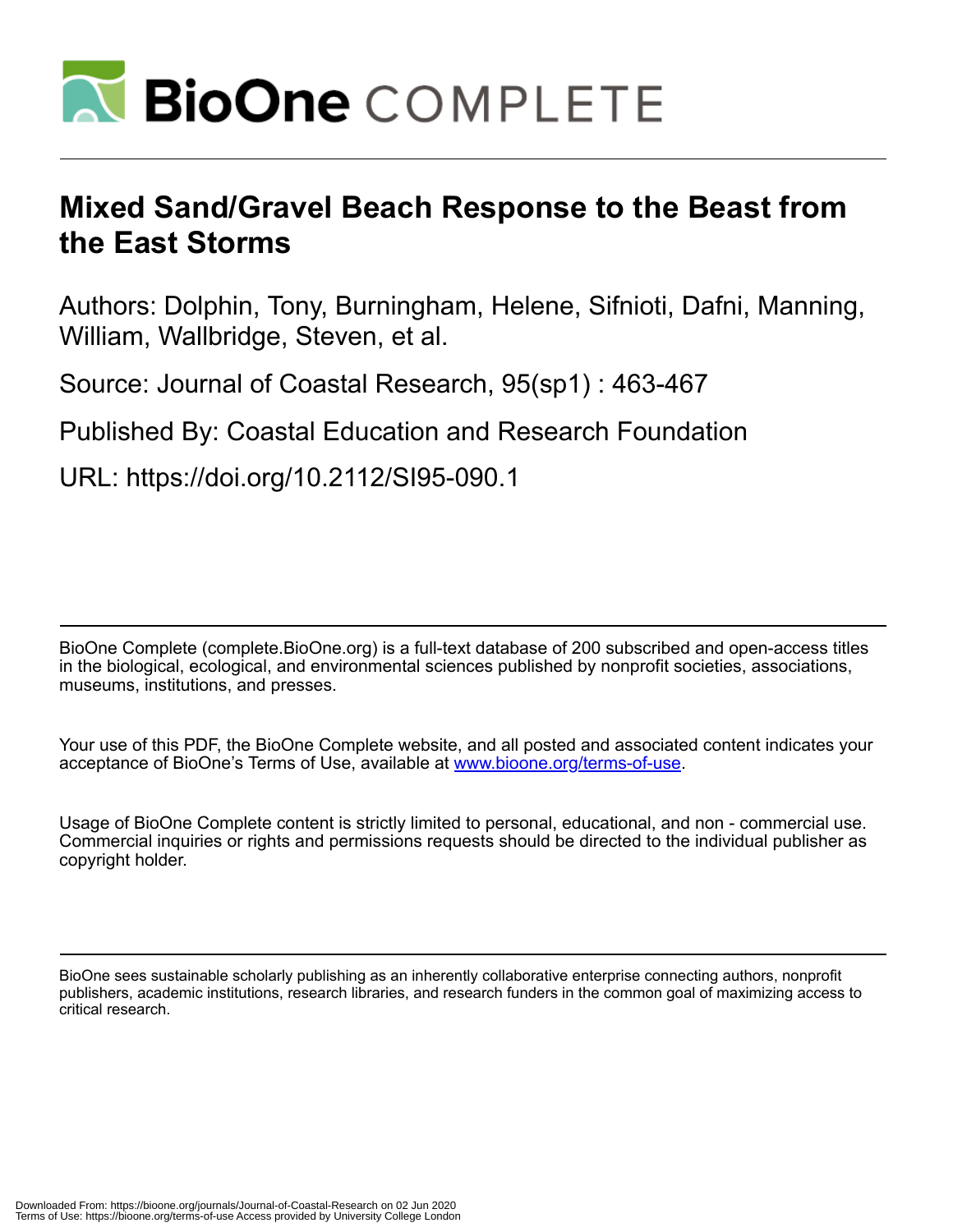# Mixed Sand/Gravel Beach Response to the Beast from the East Storms

Authors: Dolphin, Tony, Burningham, Helene, Sifnioti, Dafni, Manning, William, Wallbridge, Steven, et al.

Source: Journal of Coastal Research, 95(sp1) : 463-467

Published By: Coastal Education and Research Foundation

URL: https://doi.org/10.2112/SI95-090.1

BioOne Complete (complete.BioOne.org) is a full-text database of 200 subscribed and open-access titles in the biological, ecological, and environmental sciences published by nonprofit societies, associations, museums, institutions, and presses.

Your use of this PDF, the BioOne Complete website, and all posted and associated content indicates your acceptance of BioOne's Terms of Use, available at www.bioone.org/terms-of-use.

Usage of BioOne Complete content is strictly limited to personal, educational, and non - commercial use. Commercial inquiries or rights and permissions requests should be directed to the individual publisher as copyright holder.

BioOne sees sustainable scholarly publishing as an inherently collaborative enterprise connecting authors, nonprofit publishers, academic institutions, research libraries, and research funders in the common goal of maximizing access to critical research.

Downloaded From: https://bioone.org/journals/Journal-of-Coastal-Research on 02 Jun 2020
Terms of Use: https://bioone.org/terms-of-use Access provided by University College London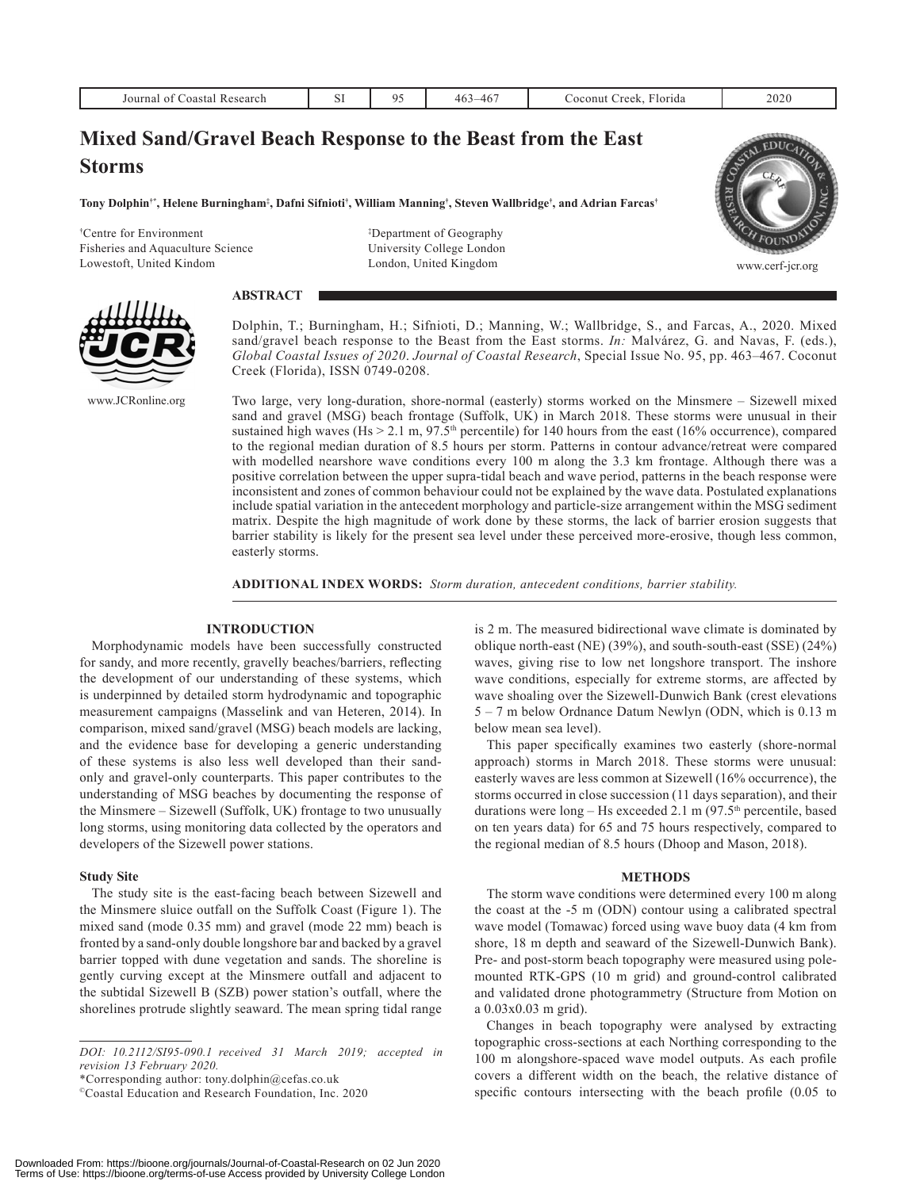# Mixed Sand/Gravel Beach Response to the Beast from the East Storms

**Tony Dolphin[†*], Helene Burningham[‡], Dafni Sifnioti[†], William Manning[†], Steven Wallbridge[†], and Adrian Farcas[†]**

[†]Centre for Environment
Fisheries and Aquaculture Science
Lowestoft, United Kindom

[‡]Department of Geography
University College London
London, United Kingdom

www.cerf-jcr.org

www.JCRonline.org

## ABSTRACT

Dolphin, T.; Burningham, H.; Sifnioti, D.; Manning, W.; Wallbridge, S., and Farcas, A., 2020. Mixed sand/gravel beach response to the Beast from the East storms. *In:* Malvárez, G. and Navas, F. (eds.), *Global Coastal Issues of 2020*. *Journal of Coastal Research*, Special Issue No. 95, pp. 463–467. Coconut Creek (Florida), ISSN 0749-0208.

Two large, very long-duration, shore-normal (easterly) storms worked on the Minsmere – Sizewell mixed sand and gravel (MSG) beach frontage (Suffolk, UK) in March 2018. These storms were unusual in their sustained high waves (Hs > 2.1 m, 97.5[th] percentile) for 140 hours from the east (16% occurrence), compared to the regional median duration of 8.5 hours per storm. Patterns in contour advance/retreat were compared with modelled nearshore wave conditions every 100 m along the 3.3 km frontage. Although there was a positive correlation between the upper supra-tidal beach and wave period, patterns in the beach response were inconsistent and zones of common behaviour could not be explained by the wave data. Postulated explanations include spatial variation in the antecedent morphology and particle-size arrangement within the MSG sediment matrix. Despite the high magnitude of work done by these storms, the lack of barrier erosion suggests that barrier stability is likely for the present sea level under these perceived more-erosive, though less common, easterly storms.

**ADDITIONAL INDEX WORDS:** *Storm duration, antecedent conditions, barrier stability.*

## INTRODUCTION

Morphodynamic models have been successfully constructed for sandy, and more recently, gravelly beaches/barriers, reflecting the development of our understanding of these systems, which is underpinned by detailed storm hydrodynamic and topographic measurement campaigns (Masselink and van Heteren, 2014). In comparison, mixed sand/gravel (MSG) beach models are lacking, and the evidence base for developing a generic understanding of these systems is also less well developed than their sand-only and gravel-only counterparts. This paper contributes to the understanding of MSG beaches by documenting the response of the Minsmere – Sizewell (Suffolk, UK) frontage to two unusually long storms, using monitoring data collected by the operators and developers of the Sizewell power stations.

### Study Site

The study site is the east-facing beach between Sizewell and the Minsmere sluice outfall on the Suffolk Coast (Figure 1). The mixed sand (mode 0.35 mm) and gravel (mode 22 mm) beach is fronted by a sand-only double longshore bar and backed by a gravel barrier topped with dune vegetation and sands. The shoreline is gently curving except at the Minsmere outfall and adjacent to the subtidal Sizewell B (SZB) power station's outfall, where the shorelines protrude slightly seaward. The mean spring tidal range is 2 m. The measured bidirectional wave climate is dominated by oblique north-east (NE) (39%), and south-south-east (SSE) (24%) waves, giving rise to low net longshore transport. The inshore wave conditions, especially for extreme storms, are affected by wave shoaling over the Sizewell-Dunwich Bank (crest elevations 5 – 7 m below Ordnance Datum Newlyn (ODN, which is 0.13 m below mean sea level).

This paper specifically examines two easterly (shore-normal approach) storms in March 2018. These storms were unusual: easterly waves are less common at Sizewell (16% occurrence), the storms occurred in close succession (11 days separation), and their durations were long – Hs exceeded 2.1 m (97.5[th] percentile, based on ten years data) for 65 and 75 hours respectively, compared to the regional median of 8.5 hours (Dhoop and Mason, 2018).

## METHODS

The storm wave conditions were determined every 100 m along the coast at the -5 m (ODN) contour using a calibrated spectral wave model (Tomawac) forced using wave buoy data (4 km from shore, 18 m depth and seaward of the Sizewell-Dunwich Bank). Pre- and post-storm beach topography were measured using pole-mounted RTK-GPS (10 m grid) and ground-control calibrated and validated drone photogrammetry (Structure from Motion on a 0.03x0.03 m grid).

Changes in beach topography were analysed by extracting topographic cross-sections at each Northing corresponding to the 100 m alongshore-spaced wave model outputs. As each profile covers a different width on the beach, the relative distance of specific contours intersecting with the beach profile (0.05 to

*DOI: 10.2112/SI95-090.1 received 31 March 2019; accepted in revision 13 February 2020.*
*Corresponding author: tony.dolphin@cefas.co.uk
©Coastal Education and Research Foundation, Inc. 2020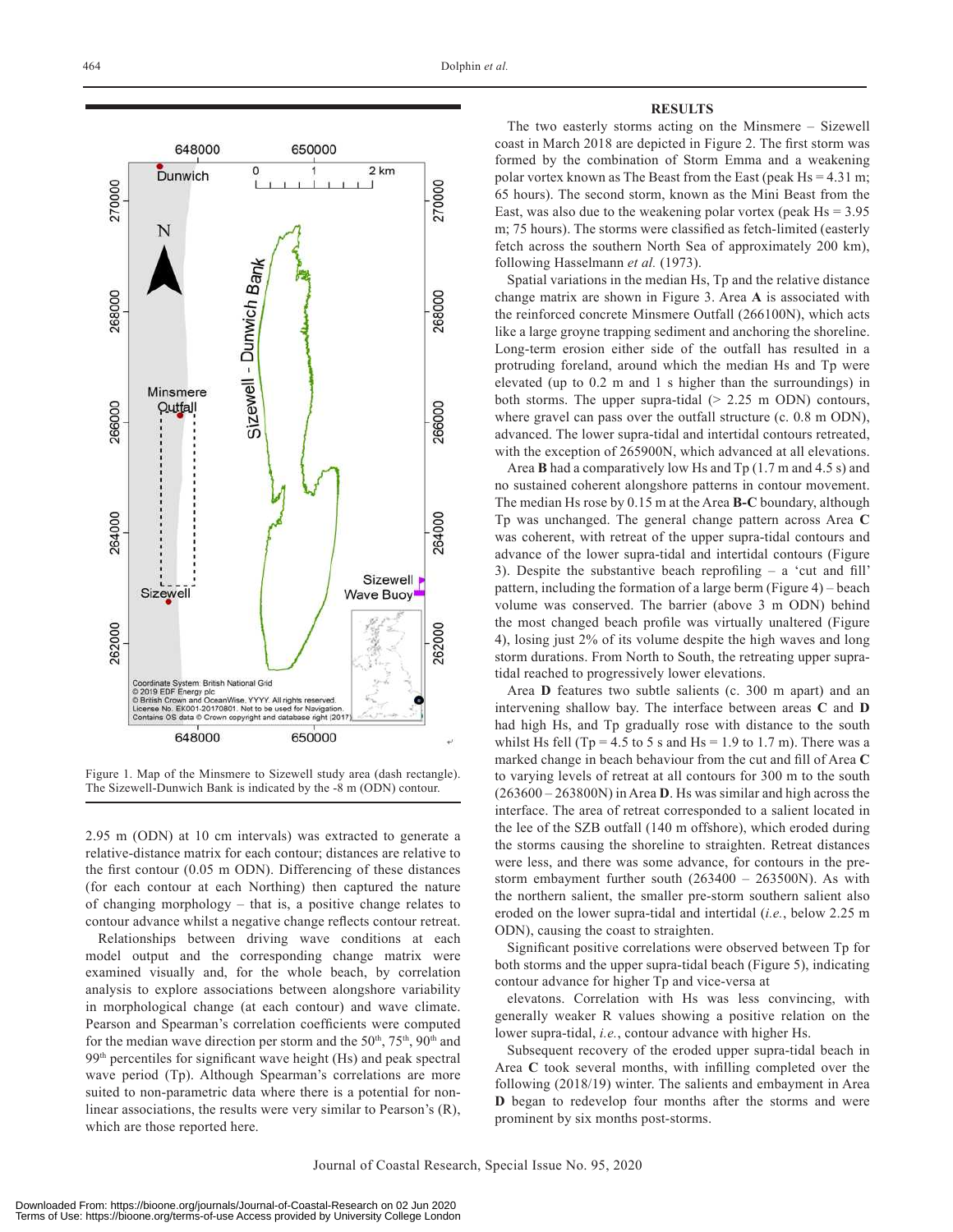Figure 1. Map of the Minsmere to Sizewell study area (dash rectangle). The Sizewell-Dunwich Bank is indicated by the -8 m (ODN) contour.

2.95 m (ODN) at 10 cm intervals) was extracted to generate a relative-distance matrix for each contour; distances are relative to the first contour (0.05 m ODN). Differencing of these distances (for each contour at each Northing) then captured the nature of changing morphology – that is, a positive change relates to contour advance whilst a negative change reflects contour retreat.

Relationships between driving wave conditions at each model output and the corresponding change matrix were examined visually and, for the whole beach, by correlation analysis to explore associations between alongshore variability in morphological change (at each contour) and wave climate. Pearson and Spearman's correlation coefficients were computed for the median wave direction per storm and the 50th, 75th, 90th and 99th percentiles for significant wave height (Hs) and peak spectral wave period (Tp). Although Spearman's correlations are more suited to non-parametric data where there is a potential for non-linear associations, the results were very similar to Pearson's (R), which are those reported here.

## RESULTS

The two easterly storms acting on the Minsmere – Sizewell coast in March 2018 are depicted in Figure 2. The first storm was formed by the combination of Storm Emma and a weakening polar vortex known as The Beast from the East (peak Hs = 4.31 m; 65 hours). The second storm, known as the Mini Beast from the East, was also due to the weakening polar vortex (peak Hs = 3.95 m; 75 hours). The storms were classified as fetch-limited (easterly fetch across the southern North Sea of approximately 200 km), following Hasselmann *et al.* (1973).

Spatial variations in the median Hs, Tp and the relative distance change matrix are shown in Figure 3. Area **A** is associated with the reinforced concrete Minsmere Outfall (266100N), which acts like a large groyne trapping sediment and anchoring the shoreline. Long-term erosion either side of the outfall has resulted in a protruding foreland, around which the median Hs and Tp were elevated (up to 0.2 m and 1 s higher than the surroundings) in both storms. The upper supra-tidal (> 2.25 m ODN) contours, where gravel can pass over the outfall structure (c. 0.8 m ODN), advanced. The lower supra-tidal and intertidal contours retreated, with the exception of 265900N, which advanced at all elevations.

Area **B** had a comparatively low Hs and Tp (1.7 m and 4.5 s) and no sustained coherent alongshore patterns in contour movement. The median Hs rose by 0.15 m at the Area **B-C** boundary, although Tp was unchanged. The general change pattern across Area **C** was coherent, with retreat of the upper supra-tidal contours and advance of the lower supra-tidal and intertidal contours (Figure 3). Despite the substantive beach reprofiling – a 'cut and fill' pattern, including the formation of a large berm (Figure 4) – beach volume was conserved. The barrier (above 3 m ODN) behind the most changed beach profile was virtually unaltered (Figure 4), losing just 2% of its volume despite the high waves and long storm durations. From North to South, the retreating upper supra-tidal reached to progressively lower elevations.

Area **D** features two subtle salients (c. 300 m apart) and an intervening shallow bay. The interface between areas **C** and **D** had high Hs, and Tp gradually rose with distance to the south whilst Hs fell (Tp = 4.5 to 5 s and Hs = 1.9 to 1.7 m). There was a marked change in beach behaviour from the cut and fill of Area **C** to varying levels of retreat at all contours for 300 m to the south (263600 – 263800N) in Area **D**. Hs was similar and high across the interface. The area of retreat corresponded to a salient located in the lee of the SZB outfall (140 m offshore), which eroded during the storms causing the shoreline to straighten. Retreat distances were less, and there was some advance, for contours in the pre-storm embayment further south (263400 – 263500N). As with the northern salient, the smaller pre-storm southern salient also eroded on the lower supra-tidal and intertidal (*i.e.*, below 2.25 m ODN), causing the coast to straighten.

Significant positive correlations were observed between Tp for both storms and the upper supra-tidal beach (Figure 5), indicating contour advance for higher Tp and vice-versa at

elevatons. Correlation with Hs was less convincing, with generally weaker R values showing a positive relation on the lower supra-tidal, *i.e.*, contour advance with higher Hs.

Subsequent recovery of the eroded upper supra-tidal beach in Area **C** took several months, with infilling completed over the following (2018/19) winter. The salients and embayment in Area **D** began to redevelop four months after the storms and were prominent by six months post-storms.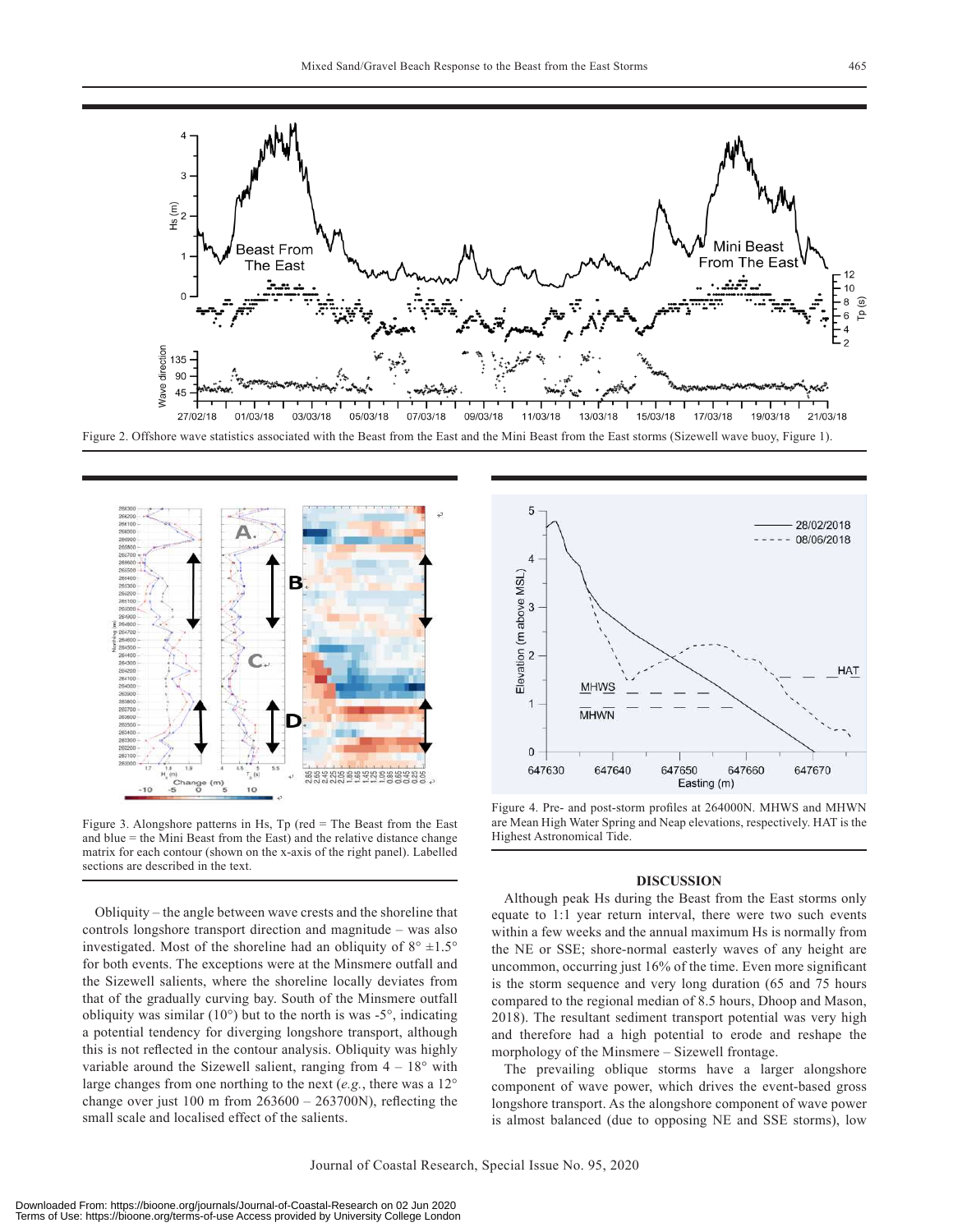Figure 2. Offshore wave statistics associated with the Beast from the East and the Mini Beast from the East storms (Sizewell wave buoy, Figure 1).

Figure 3. Alongshore patterns in Hs, Tp (red = The Beast from the East and blue = the Mini Beast from the East) and the relative distance change matrix for each contour (shown on the x-axis of the right panel). Labelled sections are described in the text.

Figure 4. Pre- and post-storm profiles at 264000N. MHWS and MHWN are Mean High Water Spring and Neap elevations, respectively. HAT is the Highest Astronomical Tide.

Obliquity – the angle between wave crests and the shoreline that controls longshore transport direction and magnitude – was also investigated. Most of the shoreline had an obliquity of 8° ±1.5° for both events. The exceptions were at the Minsmere outfall and the Sizewell salients, where the shoreline locally deviates from that of the gradually curving bay. South of the Minsmere outfall obliquity was similar (10°) but to the north is was -5°, indicating a potential tendency for diverging longshore transport, although this is not reflected in the contour analysis. Obliquity was highly variable around the Sizewell salient, ranging from 4 – 18° with large changes from one northing to the next (*e.g.*, there was a 12° change over just 100 m from 263600 – 263700N), reflecting the small scale and localised effect of the salients.

## DISCUSSION

Although peak Hs during the Beast from the East storms only equate to 1:1 year return interval, there were two such events within a few weeks and the annual maximum Hs is normally from the NE or SSE; shore-normal easterly waves of any height are uncommon, occurring just 16% of the time. Even more significant is the storm sequence and very long duration (65 and 75 hours compared to the regional median of 8.5 hours, Dhoop and Mason, 2018). The resultant sediment transport potential was very high and therefore had a high potential to erode and reshape the morphology of the Minsmere – Sizewell frontage.

The prevailing oblique storms have a larger alongshore component of wave power, which drives the event-based gross longshore transport. As the alongshore component of wave power is almost balanced (due to opposing NE and SSE storms), low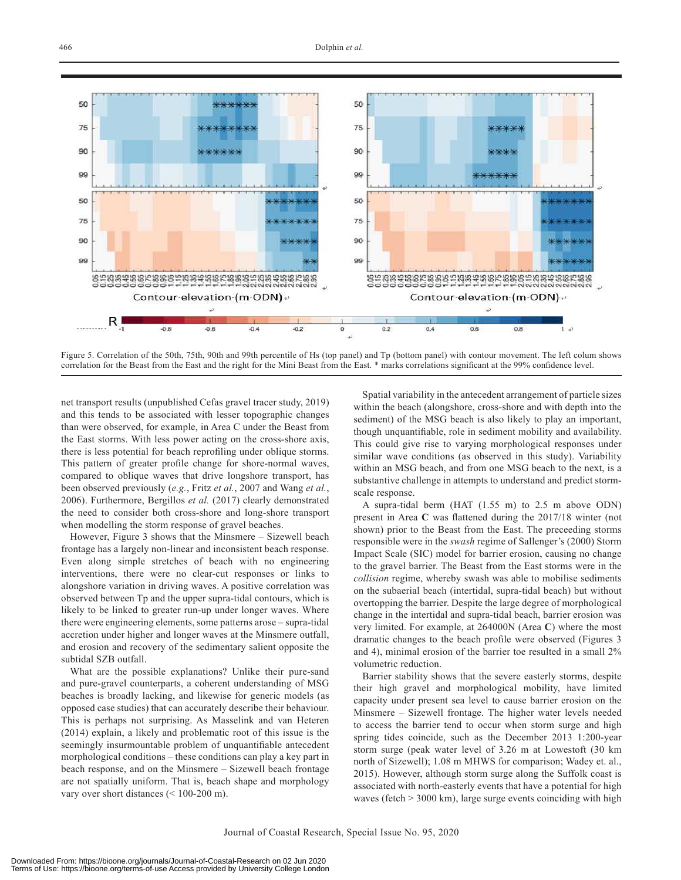Figure 5. Correlation of the 50th, 75th, 90th and 99th percentile of Hs (top panel) and Tp (bottom panel) with contour movement. The left colum shows correlation for the Beast from the East and the right for the Mini Beast from the East. * marks correlations significant at the 99% confidence level.

net transport results (unpublished Cefas gravel tracer study, 2019) and this tends to be associated with lesser topographic changes than were observed, for example, in Area C under the Beast from the East storms. With less power acting on the cross-shore axis, there is less potential for beach reprofiling under oblique storms. This pattern of greater profile change for shore-normal waves, compared to oblique waves that drive longshore transport, has been observed previously (*e.g.*, Fritz *et al.*, 2007 and Wang *et al.*, 2006). Furthermore, Bergillos *et al.* (2017) clearly demonstrated the need to consider both cross-shore and long-shore transport when modelling the storm response of gravel beaches.

However, Figure 3 shows that the Minsmere – Sizewell beach frontage has a largely non-linear and inconsistent beach response. Even along simple stretches of beach with no engineering interventions, there were no clear-cut responses or links to alongshore variation in driving waves. A positive correlation was observed between Tp and the upper supra-tidal contours, which is likely to be linked to greater run-up under longer waves. Where there were engineering elements, some patterns arose – supra-tidal accretion under higher and longer waves at the Minsmere outfall, and erosion and recovery of the sedimentary salient opposite the subtidal SZB outfall.

What are the possible explanations? Unlike their pure-sand and pure-gravel counterparts, a coherent understanding of MSG beaches is broadly lacking, and likewise for generic models (as opposed case studies) that can accurately describe their behaviour. This is perhaps not surprising. As Masselink and van Heteren (2014) explain, a likely and problematic root of this issue is the seemingly insurmountable problem of unquantifiable antecedent morphological conditions – these conditions can play a key part in beach response, and on the Minsmere – Sizewell beach frontage are not spatially uniform. That is, beach shape and morphology vary over short distances (< 100-200 m).

Spatial variability in the antecedent arrangement of particle sizes within the beach (alongshore, cross-shore and with depth into the sediment) of the MSG beach is also likely to play an important, though unquantifiable, role in sediment mobility and availability. This could give rise to varying morphological responses under similar wave conditions (as observed in this study). Variability within an MSG beach, and from one MSG beach to the next, is a substantive challenge in attempts to understand and predict storm-scale response.

A supra-tidal berm (HAT (1.55 m) to 2.5 m above ODN) present in Area **C** was flattened during the 2017/18 winter (not shown) prior to the Beast from the East. The preceeding storms responsible were in the *swash* regime of Sallenger's (2000) Storm Impact Scale (SIC) model for barrier erosion, causing no change to the gravel barrier. The Beast from the East storms were in the *collision* regime, whereby swash was able to mobilise sediments on the subaerial beach (intertidal, supra-tidal beach) but without overtopping the barrier. Despite the large degree of morphological change in the intertidal and supra-tidal beach, barrier erosion was very limited. For example, at 264000N (Area **C**) where the most dramatic changes to the beach profile were observed (Figures 3 and 4), minimal erosion of the barrier toe resulted in a small 2% volumetric reduction.

Barrier stability shows that the severe easterly storms, despite their high gravel and morphological mobility, have limited capacity under present sea level to cause barrier erosion on the Minsmere – Sizewell frontage. The higher water levels needed to access the barrier tend to occur when storm surge and high spring tides coincide, such as the December 2013 1:200-year storm surge (peak water level of 3.26 m at Lowestoft (30 km north of Sizewell); 1.08 m MHWS for comparison; Wadey et. al., 2015). However, although storm surge along the Suffolk coast is associated with north-easterly events that have a potential for high waves (fetch > 3000 km), large surge events coinciding with high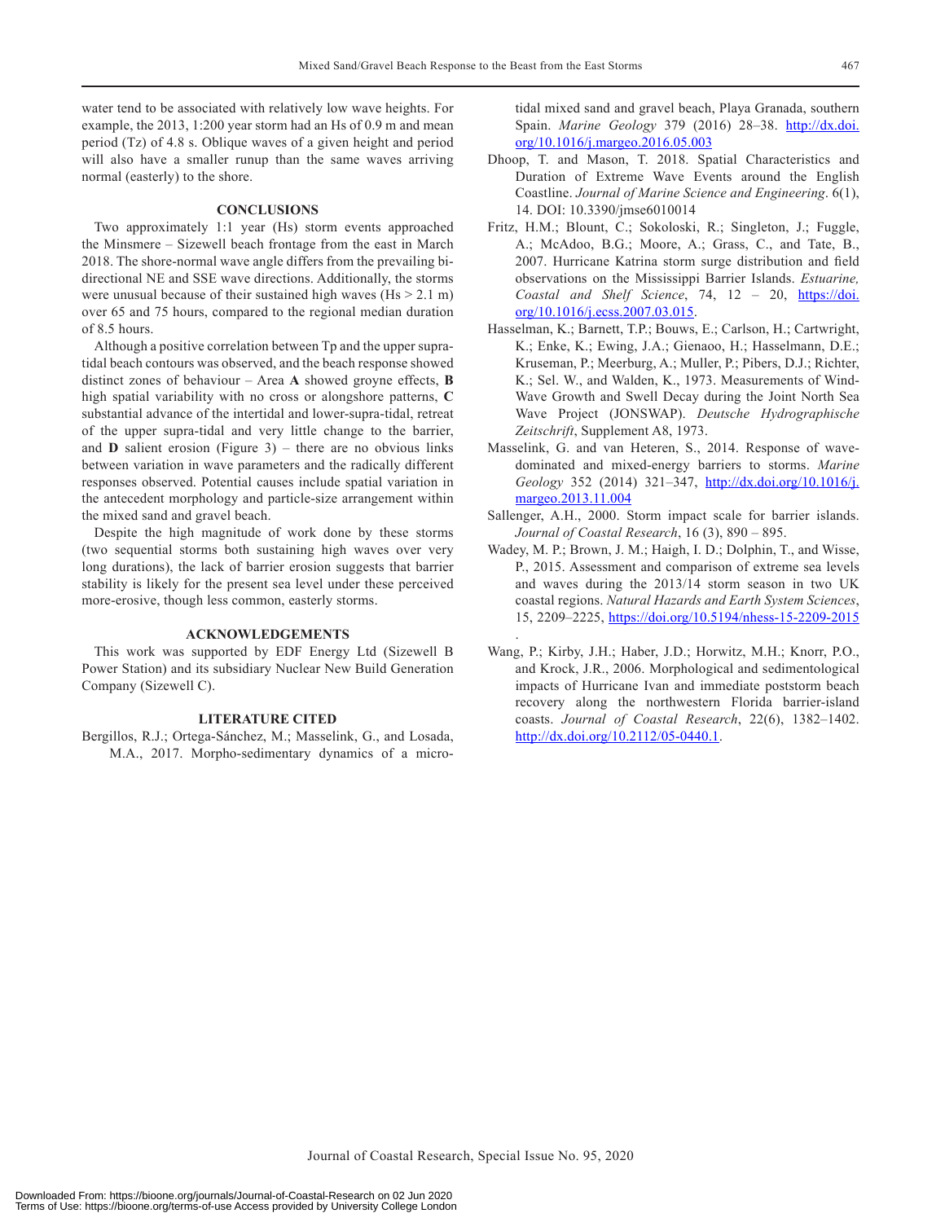water tend to be associated with relatively low wave heights. For example, the 2013, 1:200 year storm had an Hs of 0.9 m and mean period (Tz) of 4.8 s. Oblique waves of a given height and period will also have a smaller runup than the same waves arriving normal (easterly) to the shore.

## CONCLUSIONS

Two approximately 1:1 year (Hs) storm events approached the Minsmere – Sizewell beach frontage from the east in March 2018. The shore-normal wave angle differs from the prevailing bi-directional NE and SSE wave directions. Additionally, the storms were unusual because of their sustained high waves (Hs > 2.1 m) over 65 and 75 hours, compared to the regional median duration of 8.5 hours.

Although a positive correlation between Tp and the upper supra-tidal beach contours was observed, and the beach response showed distinct zones of behaviour – Area **A** showed groyne effects, **B** high spatial variability with no cross or alongshore patterns, **C** substantial advance of the intertidal and lower-supra-tidal, retreat of the upper supra-tidal and very little change to the barrier, and **D** salient erosion (Figure 3) – there are no obvious links between variation in wave parameters and the radically different responses observed. Potential causes include spatial variation in the antecedent morphology and particle-size arrangement within the mixed sand and gravel beach.

Despite the high magnitude of work done by these storms (two sequential storms both sustaining high waves over very long durations), the lack of barrier erosion suggests that barrier stability is likely for the present sea level under these perceived more-erosive, though less common, easterly storms.

## ACKNOWLEDGEMENTS

This work was supported by EDF Energy Ltd (Sizewell B Power Station) and its subsidiary Nuclear New Build Generation Company (Sizewell C).

## LITERATURE CITED

Bergillos, R.J.; Ortega-Sánchez, M.; Masselink, G., and Losada, M.A., 2017. Morpho-sedimentary dynamics of a micro-tidal mixed sand and gravel beach, Playa Granada, southern Spain. *Marine Geology* 379 (2016) 28–38. http://dx.doi.org/10.1016/j.margeo.2016.05.003

Dhoop, T. and Mason, T. 2018. Spatial Characteristics and Duration of Extreme Wave Events around the English Coastline. *Journal of Marine Science and Engineering*. 6(1), 14. DOI: 10.3390/jmse6010014

Fritz, H.M.; Blount, C.; Sokoloski, R.; Singleton, J.; Fuggle, A.; McAdoo, B.G.; Moore, A.; Grass, C., and Tate, B., 2007. Hurricane Katrina storm surge distribution and field observations on the Mississippi Barrier Islands. *Estuarine, Coastal and Shelf Science*, 74, 12 – 20, https://doi.org/10.1016/j.ecss.2007.03.015.

Hasselman, K.; Barnett, T.P.; Bouws, E.; Carlson, H.; Cartwright, K.; Enke, K.; Ewing, J.A.; Gienaoo, H.; Hasselmann, D.E.; Kruseman, P.; Meerburg, A.; Muller, P.; Pibers, D.J.; Richter, K.; Sel. W., and Walden, K., 1973. Measurements of Wind-Wave Growth and Swell Decay during the Joint North Sea Wave Project (JONSWAP). *Deutsche Hydrographische Zeitschrift*, Supplement A8, 1973.

Masselink, G. and van Heteren, S., 2014. Response of wave-dominated and mixed-energy barriers to storms. *Marine Geology* 352 (2014) 321–347, http://dx.doi.org/10.1016/j.margeo.2013.11.004

Sallenger, A.H., 2000. Storm impact scale for barrier islands. *Journal of Coastal Research*, 16 (3), 890 – 895.

Wadey, M. P.; Brown, J. M.; Haigh, I. D.; Dolphin, T., and Wisse, P., 2015. Assessment and comparison of extreme sea levels and waves during the 2013/14 storm season in two UK coastal regions. *Natural Hazards and Earth System Sciences*, 15, 2209–2225, https://doi.org/10.5194/nhess-15-2209-2015 .

Wang, P.; Kirby, J.H.; Haber, J.D.; Horwitz, M.H.; Knorr, P.O., and Krock, J.R., 2006. Morphological and sedimentological impacts of Hurricane Ivan and immediate poststorm beach recovery along the northwestern Florida barrier-island coasts. *Journal of Coastal Research*, 22(6), 1382–1402. http://dx.doi.org/10.2112/05-0440.1.